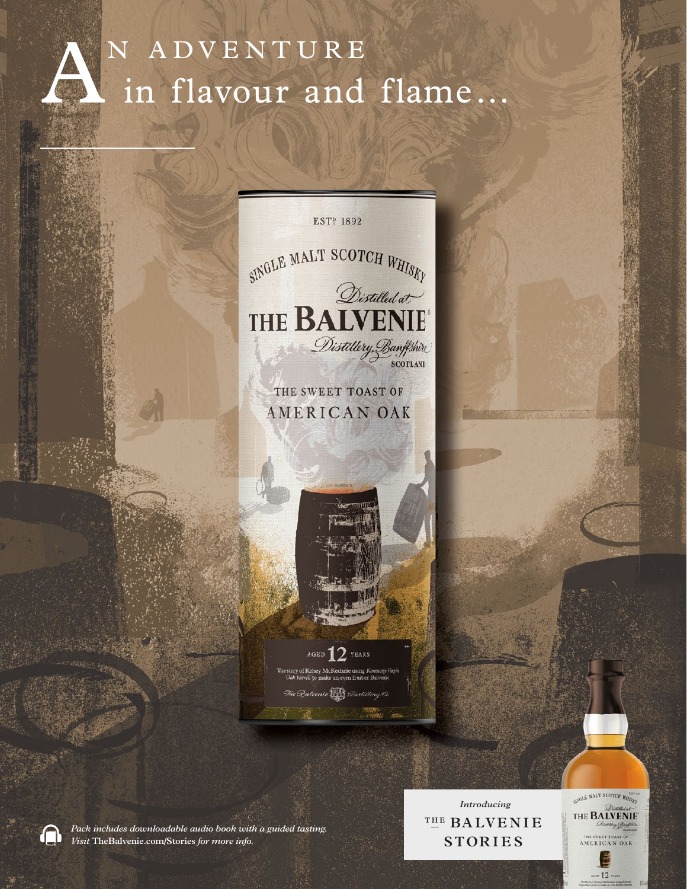# AN ADVENTURE in flavour and flame...

EST? 1892

SINGLE MALT SCOTCH WHISKY

*Distilled at*

THE BALVENIE

*Distillery, Banffshire*

SCOTLAND

THE SWEET TOAST OF AMERICAN OAK

AGED 12 YEARS

The story of Kelsey McKechnie using *Kentucky Virgin Oak barrels* to make an even fruitier Balvenie.

*The Balvenie Distillery Co.*

*Pack includes downloadable audio book with a guided tasting.*
*Visit* TheBalvenie.com/Stories *for more info.*

*Introducing*

THE BALVENIE STORIES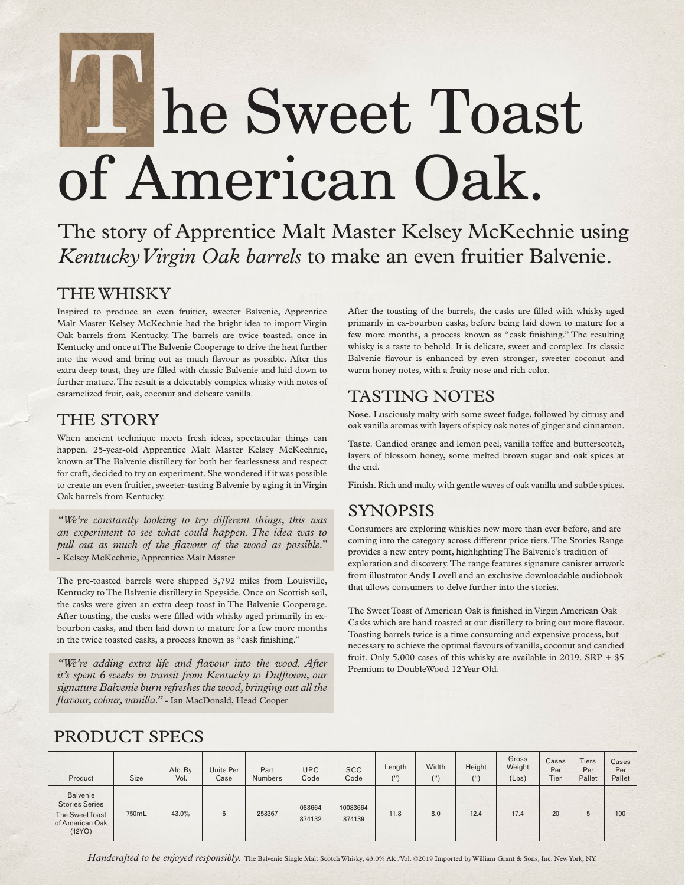# The Sweet Toast of American Oak.

## The story of Apprentice Malt Master Kelsey McKechnie using *Kentucky Virgin Oak barrels* to make an even fruitier Balvenie.

### THE WHISKY

Inspired to produce an even fruitier, sweeter Balvenie, Apprentice Malt Master Kelsey McKechnie had the bright idea to import Virgin Oak barrels from Kentucky. The barrels are twice toasted, once in Kentucky and once at The Balvenie Cooperage to drive the heat further into the wood and bring out as much flavour as possible. After this extra deep toast, they are filled with classic Balvenie and laid down to further mature. The result is a delectably complex whisky with notes of caramelized fruit, oak, coconut and delicate vanilla.

### THE STORY

When ancient technique meets fresh ideas, spectacular things can happen. 25-year-old Apprentice Malt Master Kelsey McKechnie, known at The Balvenie distillery for both her fearlessness and respect for craft, decided to try an experiment. She wondered if it was possible to create an even fruitier, sweeter-tasting Balvenie by aging it in Virgin Oak barrels from Kentucky.

> *"We're constantly looking to try different things, this was an experiment to see what could happen. The idea was to pull out as much of the flavour of the wood as possible."* - Kelsey McKechnie, Apprentice Malt Master

The pre-toasted barrels were shipped 3,792 miles from Louisville, Kentucky to The Balvenie distillery in Speyside. Once on Scottish soil, the casks were given an extra deep toast in The Balvenie Cooperage. After toasting, the casks were filled with whisky aged primarily in ex-bourbon casks, and then laid down to mature for a few more months in the twice toasted casks, a process known as "cask finishing."

> *"We're adding extra life and flavour into the wood. After it's spent 6 weeks in transit from Kentucky to Dufftown, our signature Balvenie burn refreshes the wood, bringing out all the flavour, colour, vanilla."* - Ian MacDonald, Head Cooper

After the toasting of the barrels, the casks are filled with whisky aged primarily in ex-bourbon casks, before being laid down to mature for a few more months, a process known as "cask finishing." The resulting whisky is a taste to behold. It is delicate, sweet and complex. Its classic Balvenie flavour is enhanced by even stronger, sweeter coconut and warm honey notes, with a fruity nose and rich color.

### TASTING NOTES

**Nose.** Lusciously malty with some sweet fudge, followed by citrusy and oak vanilla aromas with layers of spicy oak notes of ginger and cinnamon.

**Taste**. Candied orange and lemon peel, vanilla toffee and butterscotch, layers of blossom honey, some melted brown sugar and oak spices at the end.

**Finish**. Rich and malty with gentle waves of oak vanilla and subtle spices.

### SYNOPSIS

Consumers are exploring whiskies now more than ever before, and are coming into the category across different price tiers. The Stories Range provides a new entry point, highlighting The Balvenie's tradition of exploration and discovery. The range features signature canister artwork from illustrator Andy Lovell and an exclusive downloadable audiobook that allows consumers to delve further into the stories.

The Sweet Toast of American Oak is finished in Virgin American Oak Casks which are hand toasted at our distillery to bring out more flavour. Toasting barrels twice is a time consuming and expensive process, but necessary to achieve the optimal flavours of vanilla, coconut and candied fruit. Only 5,000 cases of this whisky are available in 2019. SRP + $5 Premium to DoubleWood 12 Year Old.

### PRODUCT SPECS

| Product | Size | Alc. By Vol. | Units Per Case | Part Numbers | UPC Code | SCC Code | Length (") | Width (") | Height (") | Gross Weight (Lbs) | Cases Per Tier | Tiers Per Pallet | Cases Per Pallet |
|---|---|---|---|---|---|---|---|---|---|---|---|---|---|
| Balvenie Stories Series The Sweet Toast of American Oak (12YO) | 750mL | 43.0% | 6 | 253367 | 083664 874132 | 10083664 874139 | 11.8 | 8.0 | 12.4 | 17.4 | 20 | 5 | 100 |

*Handcrafted to be enjoyed responsibly.* The Balvenie Single Malt Scotch Whisky, 43.0% Alc./Vol. ©2019 Imported by William Grant & Sons, Inc. New York, NY.